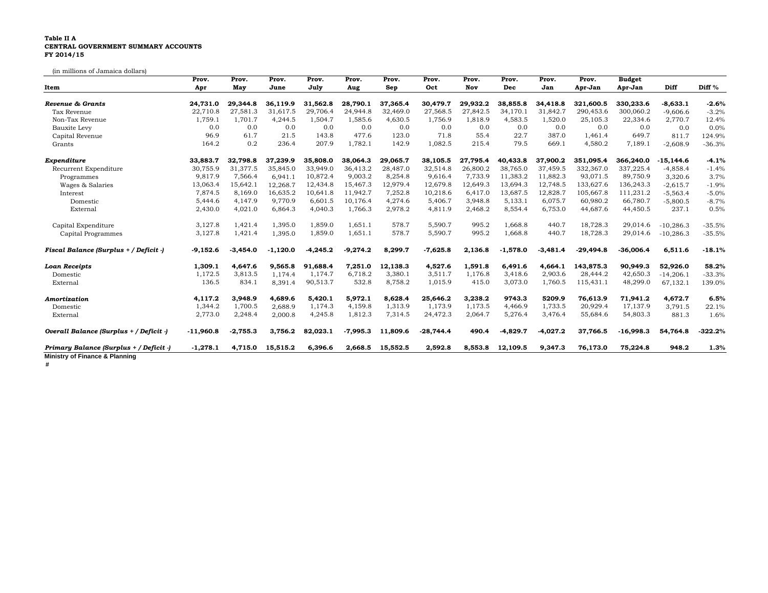**Table II A**
**CENTRAL GOVERNMENT SUMMARY ACCOUNTS**
**FY 2014/15**

(in millions of Jamaica dollars)

| Item | Prov. Apr | Prov. May | Prov. June | Prov. July | Prov. Aug | Prov. Sep | Prov. Oct | Prov. Nov | Prov. Dec | Prov. Jan | Prov. Apr-Jan | Budget Apr-Jan | Diff | Diff % |
|---|---|---|---|---|---|---|---|---|---|---|---|---|---|---|
| ***Revenue & Grants*** | **24,731.0** | **29,344.8** | **36,119.9** | **31,562.8** | **28,790.1** | **37,365.4** | **30,479.7** | **29,932.2** | **38,855.8** | **34,418.8** | **321,600.5** | **330,233.6** | **-8,633.1** | **-2.6%** |
| Tax Revenue | 22,710.8 | 27,581.3 | 31,617.5 | 29,706.4 | 24,944.8 | 32,469.0 | 27,568.5 | 27,842.5 | 34,170.1 | 31,842.7 | 290,453.6 | 300,060.2 | -9,606.6 | -3.2% |
| Non-Tax Revenue | 1,759.1 | 1,701.7 | 4,244.5 | 1,504.7 | 1,585.6 | 4,630.5 | 1,756.9 | 1,818.9 | 4,583.5 | 1,520.0 | 25,105.3 | 22,334.6 | 2,770.7 | 12.4% |
| Bauxite Levy | 0.0 | 0.0 | 0.0 | 0.0 | 0.0 | 0.0 | 0.0 | 0.0 | 0.0 | 0.0 | 0.0 | 0.0 | 0.0 | 0.0% |
| Capital Revenue | 96.9 | 61.7 | 21.5 | 143.8 | 477.6 | 123.0 | 71.8 | 55.4 | 22.7 | 387.0 | 1,461.4 | 649.7 | 811.7 | 124.9% |
| Grants | 164.2 | 0.2 | 236.4 | 207.9 | 1,782.1 | 142.9 | 1,082.5 | 215.4 | 79.5 | 669.1 | 4,580.2 | 7,189.1 | -2,608.9 | -36.3% |
| ***Expenditure*** | **33,883.7** | **32,798.8** | **37,239.9** | **35,808.0** | **38,064.3** | **29,065.7** | **38,105.5** | **27,795.4** | **40,433.8** | **37,900.2** | **351,095.4** | **366,240.0** | **-15,144.6** | **-4.1%** |
| Recurrent Expenditure | 30,755.9 | 31,377.5 | 35,845.0 | 33,949.0 | 36,413.2 | 28,487.0 | 32,514.8 | 26,800.2 | 38,765.0 | 37,459.5 | 332,367.0 | 337,225.4 | -4,858.4 | -1.4% |
| Programmes | 9,817.9 | 7,566.4 | 6,941.1 | 10,872.4 | 9,003.2 | 8,254.8 | 9,616.4 | 7,733.9 | 11,383.2 | 11,882.3 | 93,071.5 | 89,750.9 | 3,320.6 | 3.7% |
| Wages & Salaries | 13,063.4 | 15,642.1 | 12,268.7 | 12,434.8 | 15,467.3 | 12,979.4 | 12,679.8 | 12,649.3 | 13,694.3 | 12,748.5 | 133,627.6 | 136,243.3 | -2,615.7 | -1.9% |
| Interest | 7,874.5 | 8,169.0 | 16,635.2 | 10,641.8 | 11,942.7 | 7,252.8 | 10,218.6 | 6,417.0 | 13,687.5 | 12,828.7 | 105,667.8 | 111,231.2 | -5,563.4 | -5.0% |
| Domestic | 5,444.6 | 4,147.9 | 9,770.9 | 6,601.5 | 10,176.4 | 4,274.6 | 5,406.7 | 3,948.8 | 5,133.1 | 6,075.7 | 60,980.2 | 66,780.7 | -5,800.5 | -8.7% |
| External | 2,430.0 | 4,021.0 | 6,864.3 | 4,040.3 | 1,766.3 | 2,978.2 | 4,811.9 | 2,468.2 | 8,554.4 | 6,753.0 | 44,687.6 | 44,450.5 | 237.1 | 0.5% |
| Capital Expenditure | 3,127.8 | 1,421.4 | 1,395.0 | 1,859.0 | 1,651.1 | 578.7 | 5,590.7 | 995.2 | 1,668.8 | 440.7 | 18,728.3 | 29,014.6 | -10,286.3 | -35.5% |
| Capital Programmes | 3,127.8 | 1,421.4 | 1,395.0 | 1,859.0 | 1,651.1 | 578.7 | 5,590.7 | 995.2 | 1,668.8 | 440.7 | 18,728.3 | 29,014.6 | -10,286.3 | -35.5% |
| ***Fiscal Balance (Surplus + / Deficit -)*** | **-9,152.6** | **-3,454.0** | **-1,120.0** | **-4,245.2** | **-9,274.2** | **8,299.7** | **-7,625.8** | **2,136.8** | **-1,578.0** | **-3,481.4** | **-29,494.8** | **-36,006.4** | **6,511.6** | **-18.1%** |
| ***Loan Receipts*** | **1,309.1** | **4,647.6** | **9,565.8** | **91,688.4** | **7,251.0** | **12,138.3** | **4,527.6** | **1,591.8** | **6,491.6** | **4,664.1** | **143,875.3** | **90,949.3** | **52,926.0** | **58.2%** |
| Domestic | 1,172.5 | 3,813.5 | 1,174.4 | 1,174.7 | 6,718.2 | 3,380.1 | 3,511.7 | 1,176.8 | 3,418.6 | 2,903.6 | 28,444.2 | 42,650.3 | -14,206.1 | -33.3% |
| External | 136.5 | 834.1 | 8,391.4 | 90,513.7 | 532.8 | 8,758.2 | 1,015.9 | 415.0 | 3,073.0 | 1,760.5 | 115,431.1 | 48,299.0 | 67,132.1 | 139.0% |
| ***Amortization*** | **4,117.2** | **3,948.9** | **4,689.6** | **5,420.1** | **5,972.1** | **8,628.4** | **25,646.2** | **3,238.2** | **9743.3** | **5209.9** | **76,613.9** | **71,941.2** | **4,672.7** | **6.5%** |
| Domestic | 1,344.2 | 1,700.5 | 2,688.9 | 1,174.3 | 4,159.8 | 1,313.9 | 1,173.9 | 1,173.5 | 4,466.9 | 1,733.5 | 20,929.4 | 17,137.9 | 3,791.5 | 22.1% |
| External | 2,773.0 | 2,248.4 | 2,000.8 | 4,245.8 | 1,812.3 | 7,314.5 | 24,472.3 | 2,064.7 | 5,276.4 | 3,476.4 | 55,684.6 | 54,803.3 | 881.3 | 1.6% |
| ***Overall Balance (Surplus + / Deficit -)*** | **-11,960.8** | **-2,755.3** | **3,756.2** | **82,023.1** | **-7,995.3** | **11,809.6** | **-28,744.4** | **490.4** | **-4,829.7** | **-4,027.2** | **37,766.5** | **-16,998.3** | **54,764.8** | **-322.2%** |
| ***Primary Balance (Surplus + / Deficit -)*** | **-1,278.1** | **4,715.0** | **15,515.2** | **6,396.6** | **2,668.5** | **15,552.5** | **2,592.8** | **8,553.8** | **12,109.5** | **9,347.3** | **76,173.0** | **75,224.8** | **948.2** | **1.3%** |

**Ministry of Finance & Planning**

#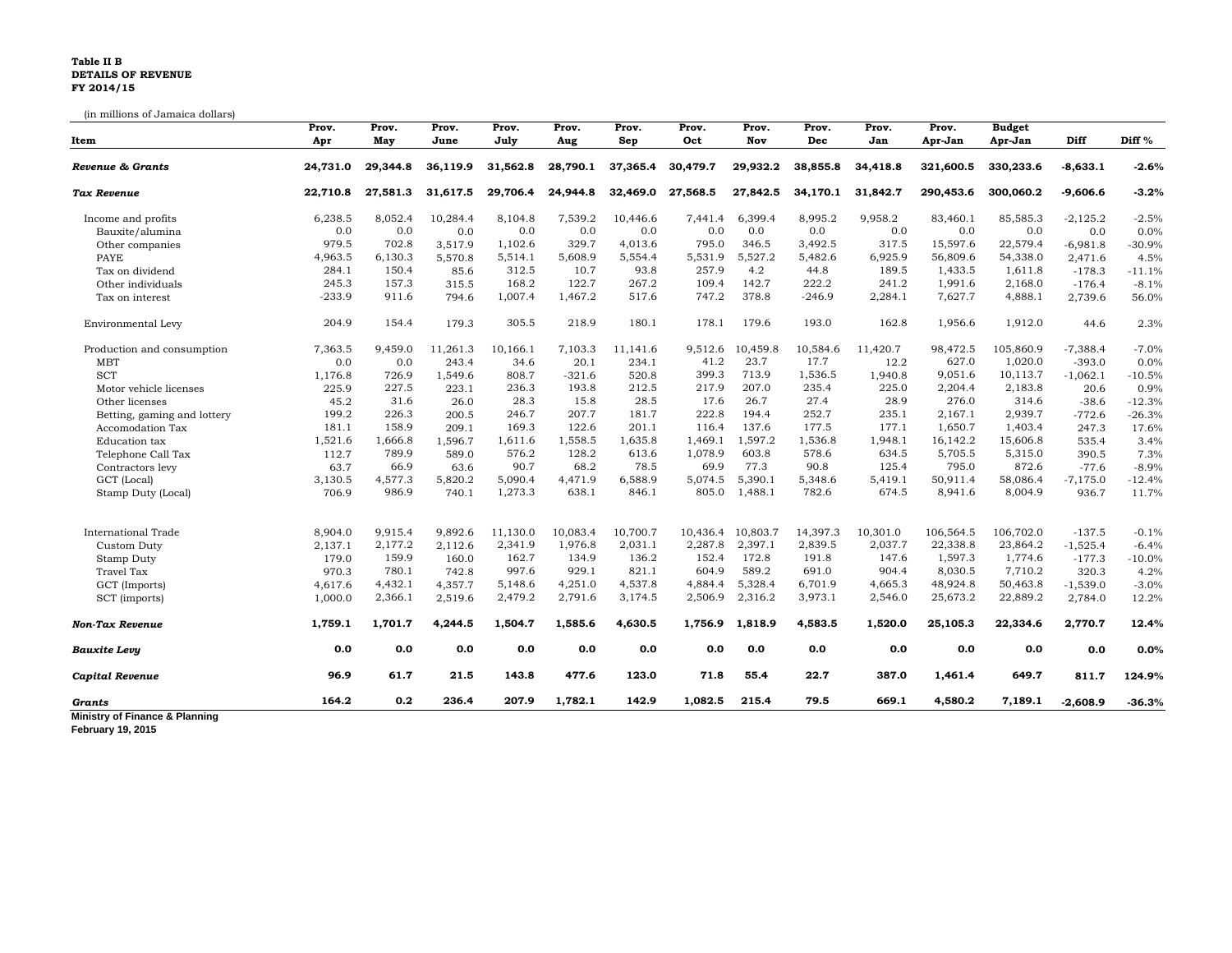**Table II B**
**DETAILS OF REVENUE**
**FY 2014/15**

(in millions of Jamaica dollars)

| Item | Prov. Apr | Prov. May | Prov. June | Prov. July | Prov. Aug | Prov. Sep | Prov. Oct | Prov. Nov | Prov. Dec | Prov. Jan | Prov. Apr-Jan | Budget Apr-Jan | Diff | Diff % |
|---|---|---|---|---|---|---|---|---|---|---|---|---|---|---|
| ***Revenue & Grants*** | **24,731.0** | **29,344.8** | **36,119.9** | **31,562.8** | **28,790.1** | **37,365.4** | **30,479.7** | **29,932.2** | **38,855.8** | **34,418.8** | **321,600.5** | **330,233.6** | **-8,633.1** | **-2.6%** |
| ***Tax Revenue*** | **22,710.8** | **27,581.3** | **31,617.5** | **29,706.4** | **24,944.8** | **32,469.0** | **27,568.5** | **27,842.5** | **34,170.1** | **31,842.7** | **290,453.6** | **300,060.2** | **-9,606.6** | **-3.2%** |
| Income and profits | 6,238.5 | 8,052.4 | 10,284.4 | 8,104.8 | 7,539.2 | 10,446.6 | 7,441.4 | 6,399.4 | 8,995.2 | 9,958.2 | 83,460.1 | 85,585.3 | -2,125.2 | -2.5% |
| Bauxite/alumina | 0.0 | 0.0 | 0.0 | 0.0 | 0.0 | 0.0 | 0.0 | 0.0 | 0.0 | 0.0 | 0.0 | 0.0 | 0.0 | 0.0% |
| Other companies | 979.5 | 702.8 | 3,517.9 | 1,102.6 | 329.7 | 4,013.6 | 795.0 | 346.5 | 3,492.5 | 317.5 | 15,597.6 | 22,579.4 | -6,981.8 | -30.9% |
| PAYE | 4,963.5 | 6,130.3 | 5,570.8 | 5,514.1 | 5,608.9 | 5,554.4 | 5,531.9 | 5,527.2 | 5,482.6 | 6,925.9 | 56,809.6 | 54,338.0 | 2,471.6 | 4.5% |
| Tax on dividend | 284.1 | 150.4 | 85.6 | 312.5 | 10.7 | 93.8 | 257.9 | 4.2 | 44.8 | 189.5 | 1,433.5 | 1,611.8 | -178.3 | -11.1% |
| Other individuals | 245.3 | 157.3 | 315.5 | 168.2 | 122.7 | 267.2 | 109.4 | 142.7 | 222.2 | 241.2 | 1,991.6 | 2,168.0 | -176.4 | -8.1% |
| Tax on interest | -233.9 | 911.6 | 794.6 | 1,007.4 | 1,467.2 | 517.6 | 747.2 | 378.8 | -246.9 | 2,284.1 | 7,627.7 | 4,888.1 | 2,739.6 | 56.0% |
| Environmental Levy | 204.9 | 154.4 | 179.3 | 305.5 | 218.9 | 180.1 | 178.1 | 179.6 | 193.0 | 162.8 | 1,956.6 | 1,912.0 | 44.6 | 2.3% |
| Production and consumption | 7,363.5 | 9,459.0 | 11,261.3 | 10,166.1 | 7,103.3 | 11,141.6 | 9,512.6 | 10,459.8 | 10,584.6 | 11,420.7 | 98,472.5 | 105,860.9 | -7,388.4 | -7.0% |
| MBT | 0.0 | 0.0 | 243.4 | 34.6 | 20.1 | 234.1 | 41.2 | 23.7 | 17.7 | 12.2 | 627.0 | 1,020.0 | -393.0 | 0.0% |
| SCT | 1,176.8 | 726.9 | 1,549.6 | 808.7 | -321.6 | 520.8 | 399.3 | 713.9 | 1,536.5 | 1,940.8 | 9,051.6 | 10,113.7 | -1,062.1 | -10.5% |
| Motor vehicle licenses | 225.9 | 227.5 | 223.1 | 236.3 | 193.8 | 212.5 | 217.9 | 207.0 | 235.4 | 225.0 | 2,204.4 | 2,183.8 | 20.6 | 0.9% |
| Other licenses | 45.2 | 31.6 | 26.0 | 28.3 | 15.8 | 28.5 | 17.6 | 26.7 | 27.4 | 28.9 | 276.0 | 314.6 | -38.6 | -12.3% |
| Betting, gaming and lottery | 199.2 | 226.3 | 200.5 | 246.7 | 207.7 | 181.7 | 222.8 | 194.4 | 252.7 | 235.1 | 2,167.1 | 2,939.7 | -772.6 | -26.3% |
| Accomodation Tax | 181.1 | 158.9 | 209.1 | 169.3 | 122.6 | 201.1 | 116.4 | 137.6 | 177.5 | 177.1 | 1,650.7 | 1,403.4 | 247.3 | 17.6% |
| Education tax | 1,521.6 | 1,666.8 | 1,596.7 | 1,611.6 | 1,558.5 | 1,635.8 | 1,469.1 | 1,597.2 | 1,536.8 | 1,948.1 | 16,142.2 | 15,606.8 | 535.4 | 3.4% |
| Telephone Call Tax | 112.7 | 789.9 | 589.0 | 576.2 | 128.2 | 613.6 | 1,078.9 | 603.8 | 578.6 | 634.5 | 5,705.5 | 5,315.0 | 390.5 | 7.3% |
| Contractors levy | 63.7 | 66.9 | 63.6 | 90.7 | 68.2 | 78.5 | 69.9 | 77.3 | 90.8 | 125.4 | 795.0 | 872.6 | -77.6 | -8.9% |
| GCT (Local) | 3,130.5 | 4,577.3 | 5,820.2 | 5,090.4 | 4,471.9 | 6,588.9 | 5,074.5 | 5,390.1 | 5,348.6 | 5,419.1 | 50,911.4 | 58,086.4 | -7,175.0 | -12.4% |
| Stamp Duty (Local) | 706.9 | 986.9 | 740.1 | 1,273.3 | 638.1 | 846.1 | 805.0 | 1,488.1 | 782.6 | 674.5 | 8,941.6 | 8,004.9 | 936.7 | 11.7% |
| International Trade | 8,904.0 | 9,915.4 | 9,892.6 | 11,130.0 | 10,083.4 | 10,700.7 | 10,436.4 | 10,803.7 | 14,397.3 | 10,301.0 | 106,564.5 | 106,702.0 | -137.5 | -0.1% |
| Custom Duty | 2,137.1 | 2,177.2 | 2,112.6 | 2,341.9 | 1,976.8 | 2,031.1 | 2,287.8 | 2,397.1 | 2,839.5 | 2,037.7 | 22,338.8 | 23,864.2 | -1,525.4 | -6.4% |
| Stamp Duty | 179.0 | 159.9 | 160.0 | 162.7 | 134.9 | 136.2 | 152.4 | 172.8 | 191.8 | 147.6 | 1,597.3 | 1,774.6 | -177.3 | -10.0% |
| Travel Tax | 970.3 | 780.1 | 742.8 | 997.6 | 929.1 | 821.1 | 604.9 | 589.2 | 691.0 | 904.4 | 8,030.5 | 7,710.2 | 320.3 | 4.2% |
| GCT (Imports) | 4,617.6 | 4,432.1 | 4,357.7 | 5,148.6 | 4,251.0 | 4,537.8 | 4,884.4 | 5,328.4 | 6,701.9 | 4,665.3 | 48,924.8 | 50,463.8 | -1,539.0 | -3.0% |
| SCT (imports) | 1,000.0 | 2,366.1 | 2,519.6 | 2,479.2 | 2,791.6 | 3,174.5 | 2,506.9 | 2,316.2 | 3,973.1 | 2,546.0 | 25,673.2 | 22,889.2 | 2,784.0 | 12.2% |
| ***Non-Tax Revenue*** | **1,759.1** | **1,701.7** | **4,244.5** | **1,504.7** | **1,585.6** | **4,630.5** | **1,756.9** | **1,818.9** | **4,583.5** | **1,520.0** | **25,105.3** | **22,334.6** | **2,770.7** | **12.4%** |
| ***Bauxite Levy*** | **0.0** | **0.0** | **0.0** | **0.0** | **0.0** | **0.0** | **0.0** | **0.0** | **0.0** | **0.0** | **0.0** | **0.0** | **0.0** | **0.0%** |
| ***Capital Revenue*** | **96.9** | **61.7** | **21.5** | **143.8** | **477.6** | **123.0** | **71.8** | **55.4** | **22.7** | **387.0** | **1,461.4** | **649.7** | **811.7** | **124.9%** |
| ***Grants*** | **164.2** | **0.2** | **236.4** | **207.9** | **1,782.1** | **142.9** | **1,082.5** | **215.4** | **79.5** | **669.1** | **4,580.2** | **7,189.1** | **-2,608.9** | **-36.3%** |

**Ministry of Finance & Planning**
**February 19, 2015**